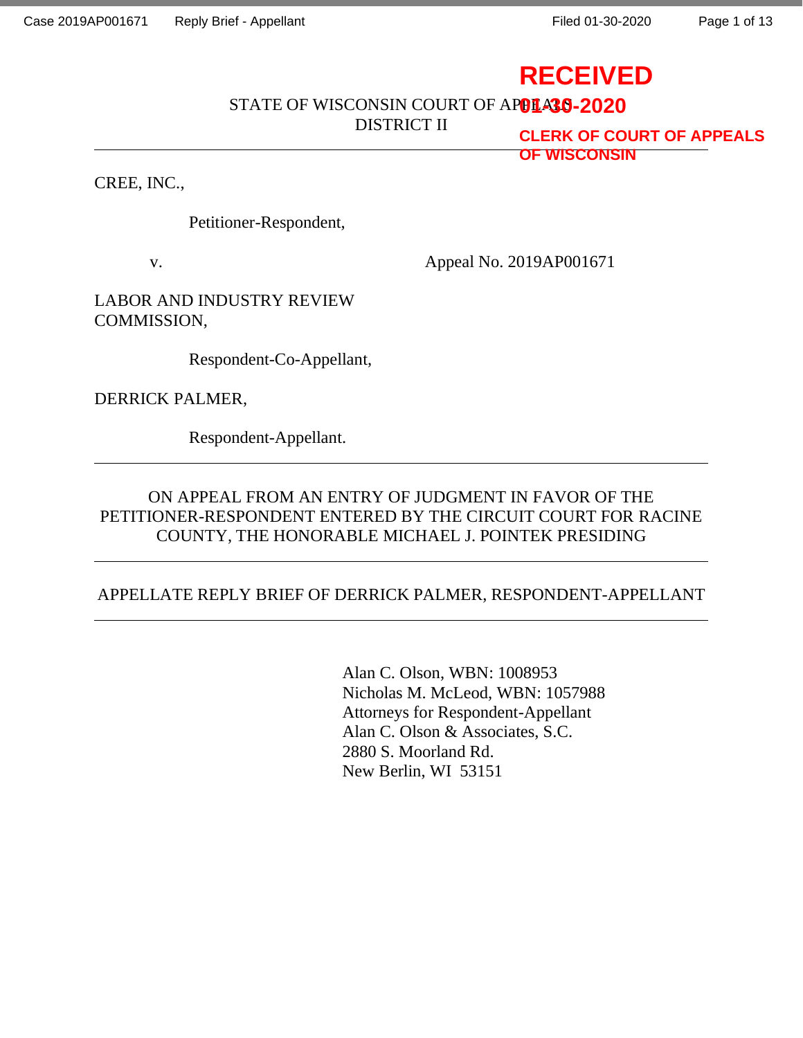RECEIVED
01-30-2020
CLERK OF COURT OF APPEALS
OF WISCONSIN

STATE OF WISCONSIN COURT OF APPEALS
DISTRICT II

---

CREE, INC.,

Petitioner-Respondent,

v. Appeal No. 2019AP001671

LABOR AND INDUSTRY REVIEW COMMISSION,

Respondent-Co-Appellant,

DERRICK PALMER,

Respondent-Appellant.

---

ON APPEAL FROM AN ENTRY OF JUDGMENT IN FAVOR OF THE PETITIONER-RESPONDENT ENTERED BY THE CIRCUIT COURT FOR RACINE COUNTY, THE HONORABLE MICHAEL J. POINTEK PRESIDING

---

APPELLATE REPLY BRIEF OF DERRICK PALMER, RESPONDENT-APPELLANT

---

Alan C. Olson, WBN: 1008953
Nicholas M. McLeod, WBN: 1057988
Attorneys for Respondent-Appellant
Alan C. Olson & Associates, S.C.
2880 S. Moorland Rd.
New Berlin, WI 53151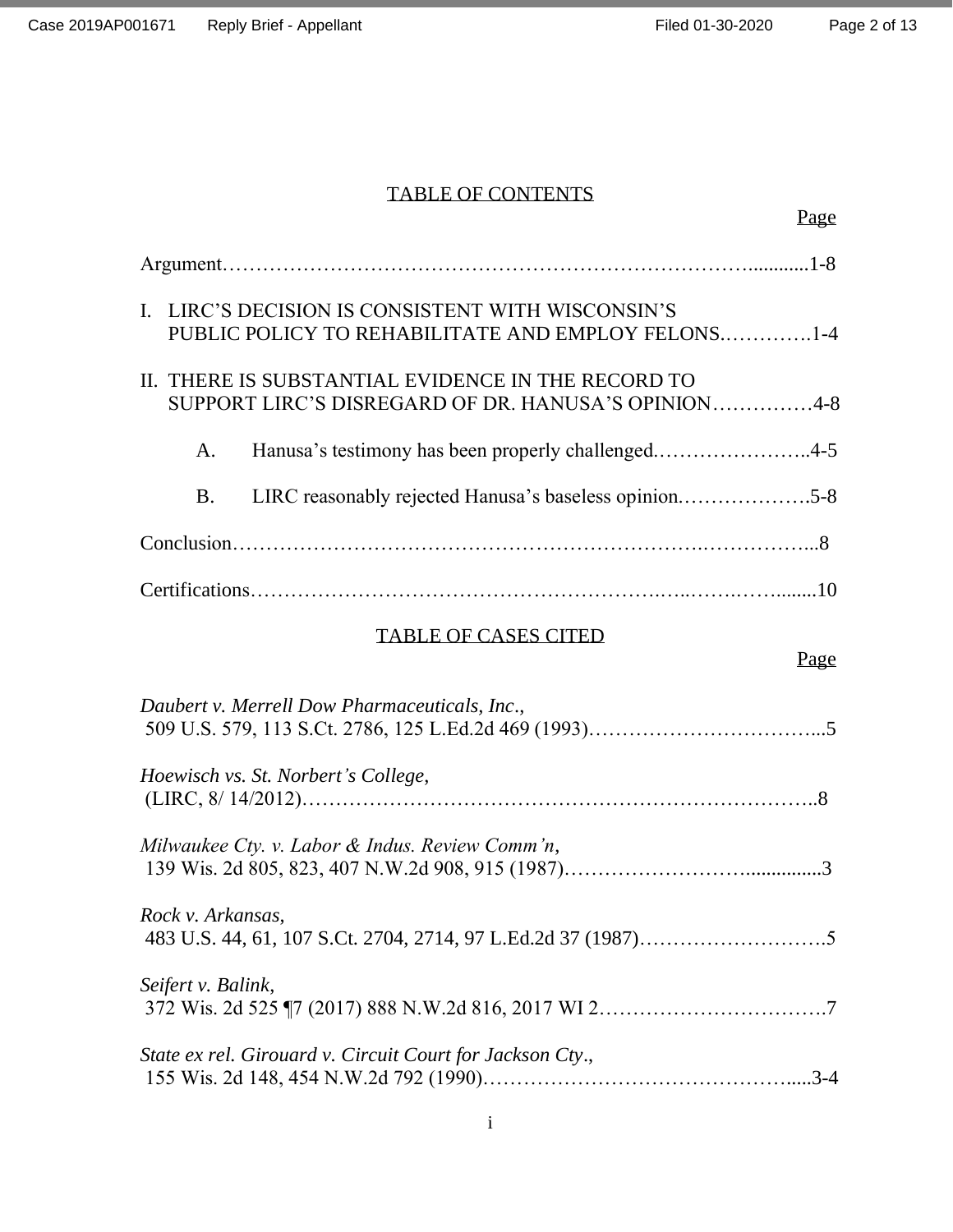## TABLE OF CONTENTS

Page

Argument……………………………………………………………………...........1-8

I. LIRC'S DECISION IS CONSISTENT WITH WISCONSIN'S PUBLIC POLICY TO REHABILITATE AND EMPLOY FELONS.………….1-4

II. THERE IS SUBSTANTIAL EVIDENCE IN THE RECORD TO SUPPORT LIRC'S DISREGARD OF DR. HANUSA'S OPINION……………4-8

A. Hanusa's testimony has been properly challenged.…………………..4-5

B. LIRC reasonably rejected Hanusa's baseless opinion.……………….5-8

Conclusion……………………………………………………….……………...8

Certifications……………………………………………….…..…….…….........10

## TABLE OF CASES CITED

Page

*Daubert v. Merrell Dow Pharmaceuticals, Inc.*, 509 U.S. 579, 113 S.Ct. 2786, 125 L.Ed.2d 469 (1993)……………………………...5

*Hoewisch vs. St. Norbert's College,* (LIRC, 8/ 14/2012)…………………………………………………………………..8

*Milwaukee Cty. v. Labor & Indus. Review Comm'n*, 139 Wis. 2d 805, 823, 407 N.W.2d 908, 915 (1987)……………………...............3

*Rock v. Arkansas*, 483 U.S. 44, 61, 107 S.Ct. 2704, 2714, 97 L.Ed.2d 37 (1987)……………………….5

*Seifert v. Balink*, 372 Wis. 2d 525 ¶7 (2017) 888 N.W.2d 816, 2017 WI 2…………………………….7

*State ex rel. Girouard v. Circuit Court for Jackson Cty.*, 155 Wis. 2d 148, 454 N.W.2d 792 (1990)……………………………………….....3-4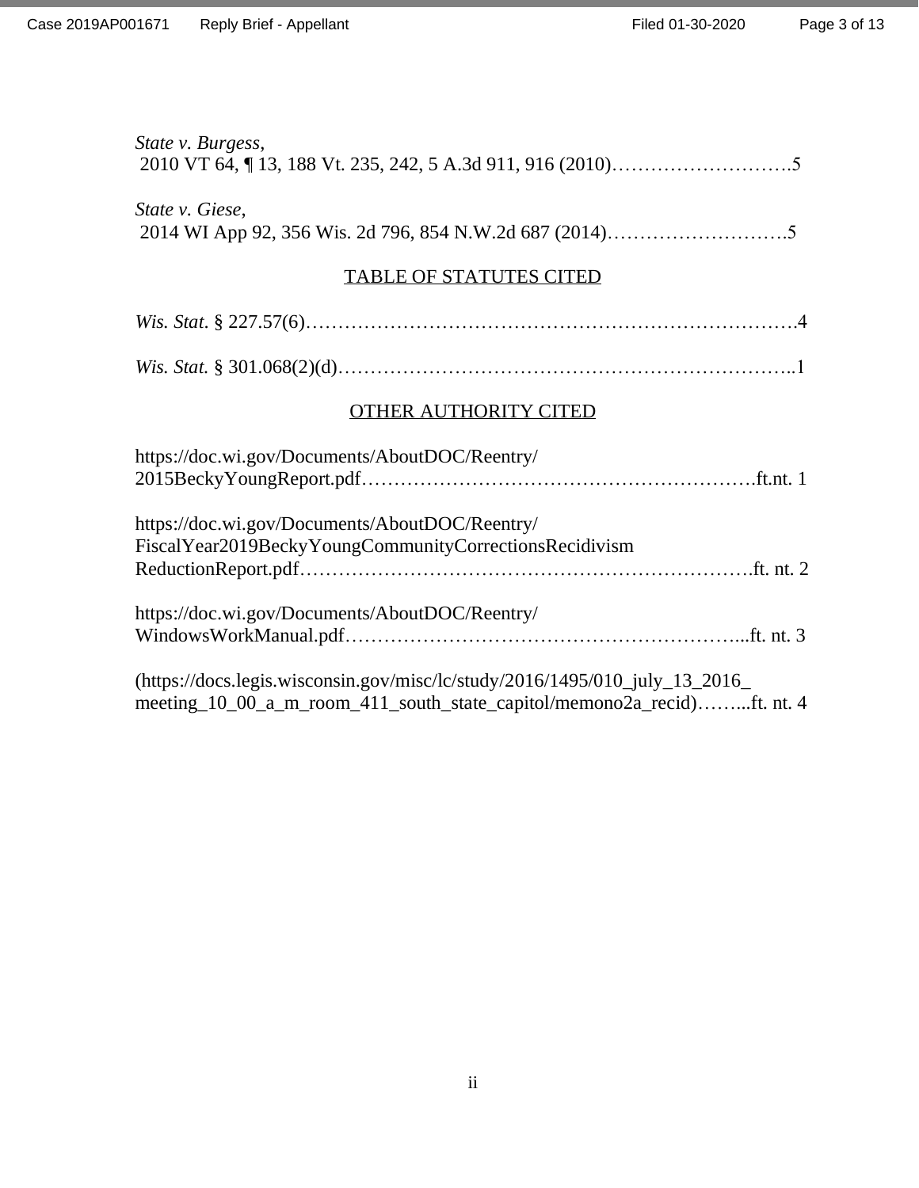*State v. Burgess*,
2010 VT 64, ¶ 13, 188 Vt. 235, 242, 5 A.3d 911, 916 (2010)……………………….5

*State v. Giese*,
2014 WI App 92, 356 Wis. 2d 796, 854 N.W.2d 687 (2014)……………………….5

## TABLE OF STATUTES CITED

*Wis. Stat*. § 227.57(6)…………………………………………………………………4

*Wis. Stat.* § 301.068(2)(d)……………………………………………………………..1

## OTHER AUTHORITY CITED

https://doc.wi.gov/Documents/AboutDOC/Reentry/
2015BeckyYoungReport.pdf…………………………………………………….ft.nt. 1

https://doc.wi.gov/Documents/AboutDOC/Reentry/
FiscalYear2019BeckyYoungCommunityCorrectionsRecidivism
ReductionReport.pdf………………………………………………………….ft. nt. 2

https://doc.wi.gov/Documents/AboutDOC/Reentry/
WindowsWorkManual.pdf……………………………………………………...ft. nt. 3

(https://docs.legis.wisconsin.gov/misc/lc/study/2016/1495/010_july_13_2016_
meeting_10_00_a_m_room_411_south_state_capitol/memono2a_recid)……...ft. nt. 4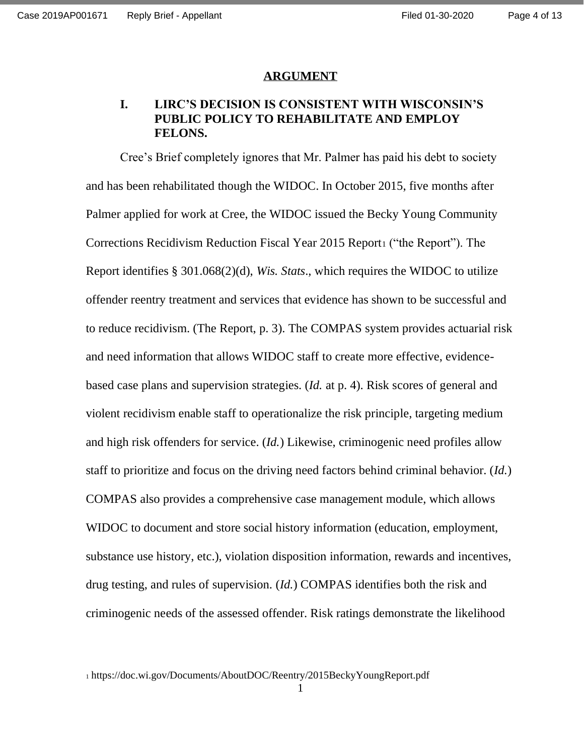## ARGUMENT

### I. LIRC'S DECISION IS CONSISTENT WITH WISCONSIN'S PUBLIC POLICY TO REHABILITATE AND EMPLOY FELONS.

Cree's Brief completely ignores that Mr. Palmer has paid his debt to society and has been rehabilitated though the WIDOC. In October 2015, five months after Palmer applied for work at Cree, the WIDOC issued the Becky Young Community Corrections Recidivism Reduction Fiscal Year 2015 Report[1] ("the Report"). The Report identifies § 301.068(2)(d), *Wis. Stats*., which requires the WIDOC to utilize offender reentry treatment and services that evidence has shown to be successful and to reduce recidivism. (The Report, p. 3). The COMPAS system provides actuarial risk and need information that allows WIDOC staff to create more effective, evidence-based case plans and supervision strategies. (*Id.* at p. 4). Risk scores of general and violent recidivism enable staff to operationalize the risk principle, targeting medium and high risk offenders for service. (*Id.*) Likewise, criminogenic need profiles allow staff to prioritize and focus on the driving need factors behind criminal behavior. (*Id.*) COMPAS also provides a comprehensive case management module, which allows WIDOC to document and store social history information (education, employment, substance use history, etc.), violation disposition information, rewards and incentives, drug testing, and rules of supervision. (*Id.*) COMPAS identifies both the risk and criminogenic needs of the assessed offender. Risk ratings demonstrate the likelihood

[1] https://doc.wi.gov/Documents/AboutDOC/Reentry/2015BeckyYoungReport.pdf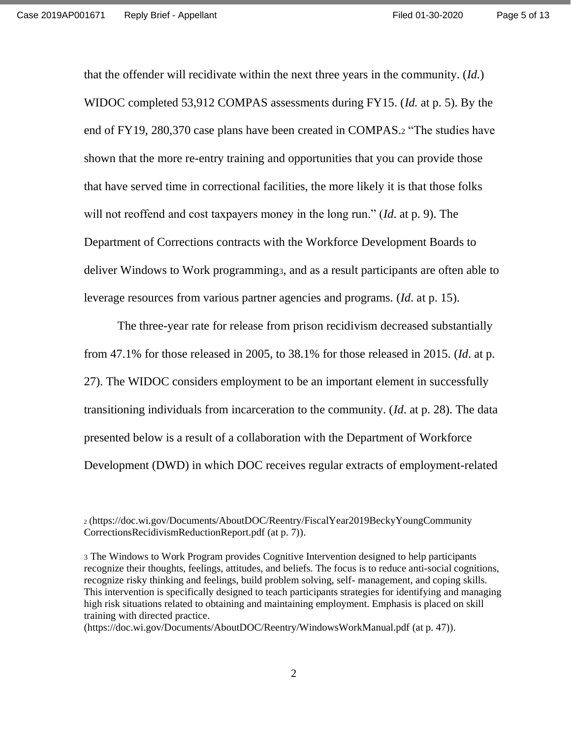that the offender will recidivate within the next three years in the community. (*Id.*) WIDOC completed 53,912 COMPAS assessments during FY15. (*Id.* at p. 5). By the end of FY19, 280,370 case plans have been created in COMPAS.[2] "The studies have shown that the more re-entry training and opportunities that you can provide those that have served time in correctional facilities, the more likely it is that those folks will not reoffend and cost taxpayers money in the long run." (*Id*. at p. 9). The Department of Corrections contracts with the Workforce Development Boards to deliver Windows to Work programming[3], and as a result participants are often able to leverage resources from various partner agencies and programs. (*Id*. at p. 15).

The three-year rate for release from prison recidivism decreased substantially from 47.1% for those released in 2005, to 38.1% for those released in 2015. (*Id*. at p. 27). The WIDOC considers employment to be an important element in successfully transitioning individuals from incarceration to the community. (*Id*. at p. 28). The data presented below is a result of a collaboration with the Department of Workforce Development (DWD) in which DOC receives regular extracts of employment-related

[2] (https://doc.wi.gov/Documents/AboutDOC/Reentry/FiscalYear2019BeckyYoungCommunityCorrectionsRecidivismReductionReport.pdf (at p. 7)).

[3] The Windows to Work Program provides Cognitive Intervention designed to help participants recognize their thoughts, feelings, attitudes, and beliefs. The focus is to reduce anti-social cognitions, recognize risky thinking and feelings, build problem solving, self- management, and coping skills. This intervention is specifically designed to teach participants strategies for identifying and managing high risk situations related to obtaining and maintaining employment. Emphasis is placed on skill training with directed practice. (https://doc.wi.gov/Documents/AboutDOC/Reentry/WindowsWorkManual.pdf (at p. 47)).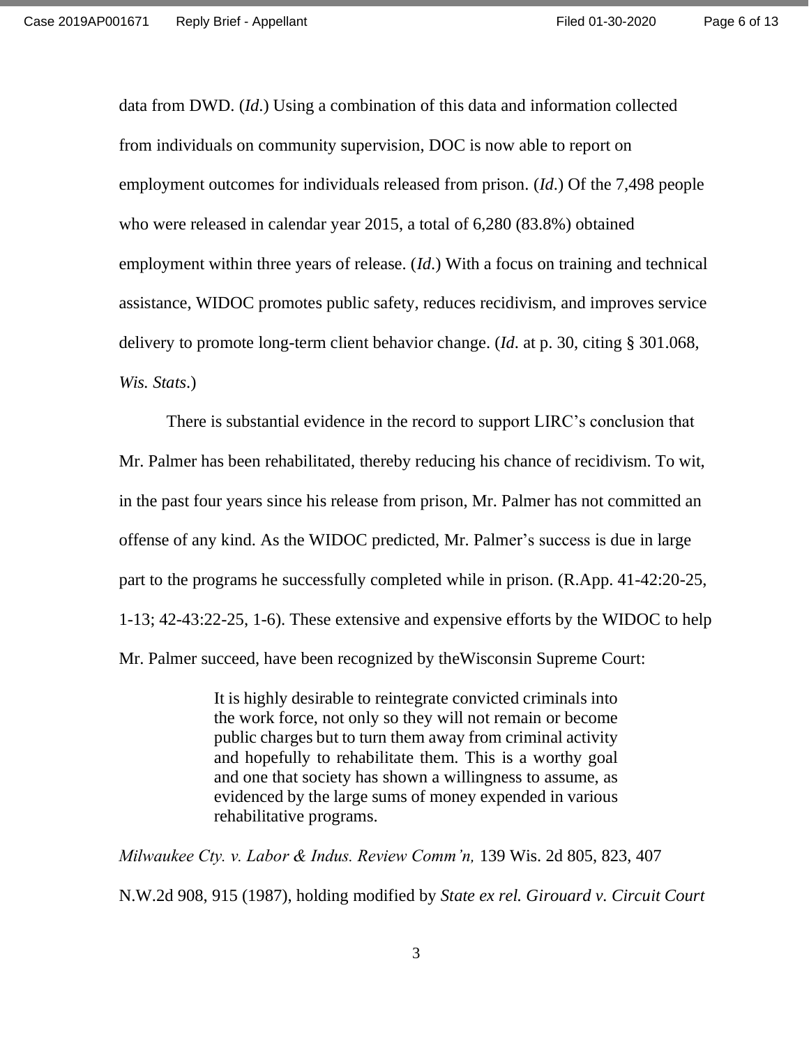data from DWD. (*Id.*) Using a combination of this data and information collected from individuals on community supervision, DOC is now able to report on employment outcomes for individuals released from prison. (*Id.*) Of the 7,498 people who were released in calendar year 2015, a total of 6,280 (83.8%) obtained employment within three years of release. (*Id.*) With a focus on training and technical assistance, WIDOC promotes public safety, reduces recidivism, and improves service delivery to promote long-term client behavior change. (*Id.* at p. 30, citing § 301.068, *Wis. Stats*.)

There is substantial evidence in the record to support LIRC's conclusion that Mr. Palmer has been rehabilitated, thereby reducing his chance of recidivism. To wit, in the past four years since his release from prison, Mr. Palmer has not committed an offense of any kind. As the WIDOC predicted, Mr. Palmer's success is due in large part to the programs he successfully completed while in prison. (R.App. 41-42:20-25, 1-13; 42-43:22-25, 1-6). These extensive and expensive efforts by the WIDOC to help Mr. Palmer succeed, have been recognized by theWisconsin Supreme Court:

> It is highly desirable to reintegrate convicted criminals into the work force, not only so they will not remain or become public charges but to turn them away from criminal activity and hopefully to rehabilitate them. This is a worthy goal and one that society has shown a willingness to assume, as evidenced by the large sums of money expended in various rehabilitative programs.

*Milwaukee Cty. v. Labor & Indus. Review Comm'n,* 139 Wis. 2d 805, 823, 407 N.W.2d 908, 915 (1987), holding modified by *State ex rel. Girouard v. Circuit Court*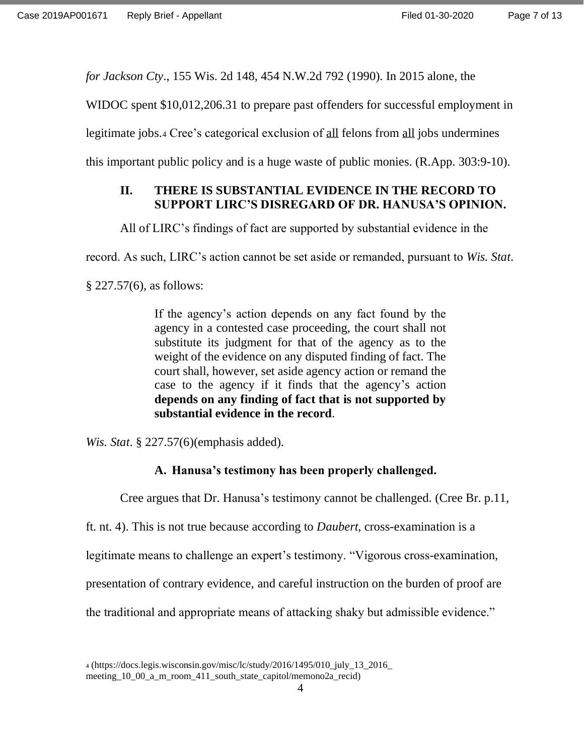*for Jackson Cty.*, 155 Wis. 2d 148, 454 N.W.2d 792 (1990). In 2015 alone, the WIDOC spent $10,012,206.31 to prepare past offenders for successful employment in legitimate jobs.[4] Cree's categorical exclusion of <u>all</u> felons from <u>all</u> jobs undermines this important public policy and is a huge waste of public monies. (R.App. 303:9-10).

## II. THERE IS SUBSTANTIAL EVIDENCE IN THE RECORD TO SUPPORT LIRC'S DISREGARD OF DR. HANUSA'S OPINION.

All of LIRC's findings of fact are supported by substantial evidence in the record. As such, LIRC's action cannot be set aside or remanded, pursuant to *Wis. Stat.* § 227.57(6), as follows:

> If the agency's action depends on any fact found by the agency in a contested case proceeding, the court shall not substitute its judgment for that of the agency as to the weight of the evidence on any disputed finding of fact. The court shall, however, set aside agency action or remand the case to the agency if it finds that the agency's action **depends on any finding of fact that is not supported by substantial evidence in the record**.

*Wis. Stat*. § 227.57(6)(emphasis added).

### A. Hanusa's testimony has been properly challenged.

Cree argues that Dr. Hanusa's testimony cannot be challenged. (Cree Br. p.11, ft. nt. 4). This is not true because according to *Daubert,* cross-examination is a legitimate means to challenge an expert's testimony. "Vigorous cross-examination, presentation of contrary evidence, and careful instruction on the burden of proof are the traditional and appropriate means of attacking shaky but admissible evidence."

[4] (https://docs.legis.wisconsin.gov/misc/lc/study/2016/1495/010_july_13_2016_meeting_10_00_a_m_room_411_south_state_capitol/memono2a_recid)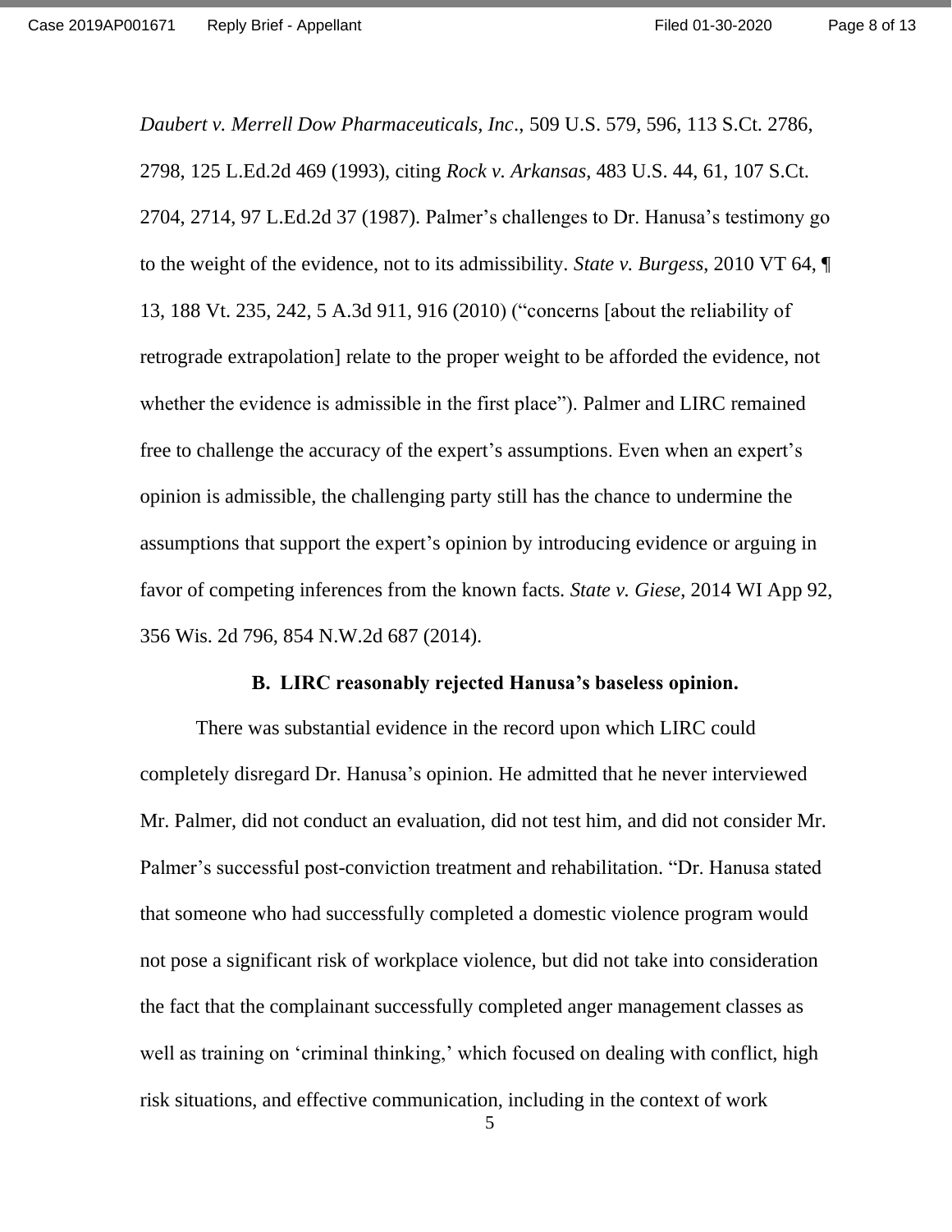*Daubert v. Merrell Dow Pharmaceuticals, Inc*., 509 U.S. 579, 596, 113 S.Ct. 2786, 2798, 125 L.Ed.2d 469 (1993), citing *Rock v. Arkansas*, 483 U.S. 44, 61, 107 S.Ct. 2704, 2714, 97 L.Ed.2d 37 (1987). Palmer's challenges to Dr. Hanusa's testimony go to the weight of the evidence, not to its admissibility. *State v. Burgess*, 2010 VT 64, ¶ 13, 188 Vt. 235, 242, 5 A.3d 911, 916 (2010) ("concerns [about the reliability of retrograde extrapolation] relate to the proper weight to be afforded the evidence, not whether the evidence is admissible in the first place"). Palmer and LIRC remained free to challenge the accuracy of the expert's assumptions. Even when an expert's opinion is admissible, the challenging party still has the chance to undermine the assumptions that support the expert's opinion by introducing evidence or arguing in favor of competing inferences from the known facts. *State v. Giese*, 2014 WI App 92, 356 Wis. 2d 796, 854 N.W.2d 687 (2014).

**B. LIRC reasonably rejected Hanusa's baseless opinion.**

There was substantial evidence in the record upon which LIRC could completely disregard Dr. Hanusa's opinion. He admitted that he never interviewed Mr. Palmer, did not conduct an evaluation, did not test him, and did not consider Mr. Palmer's successful post-conviction treatment and rehabilitation. "Dr. Hanusa stated that someone who had successfully completed a domestic violence program would not pose a significant risk of workplace violence, but did not take into consideration the fact that the complainant successfully completed anger management classes as well as training on 'criminal thinking,' which focused on dealing with conflict, high risk situations, and effective communication, including in the context of work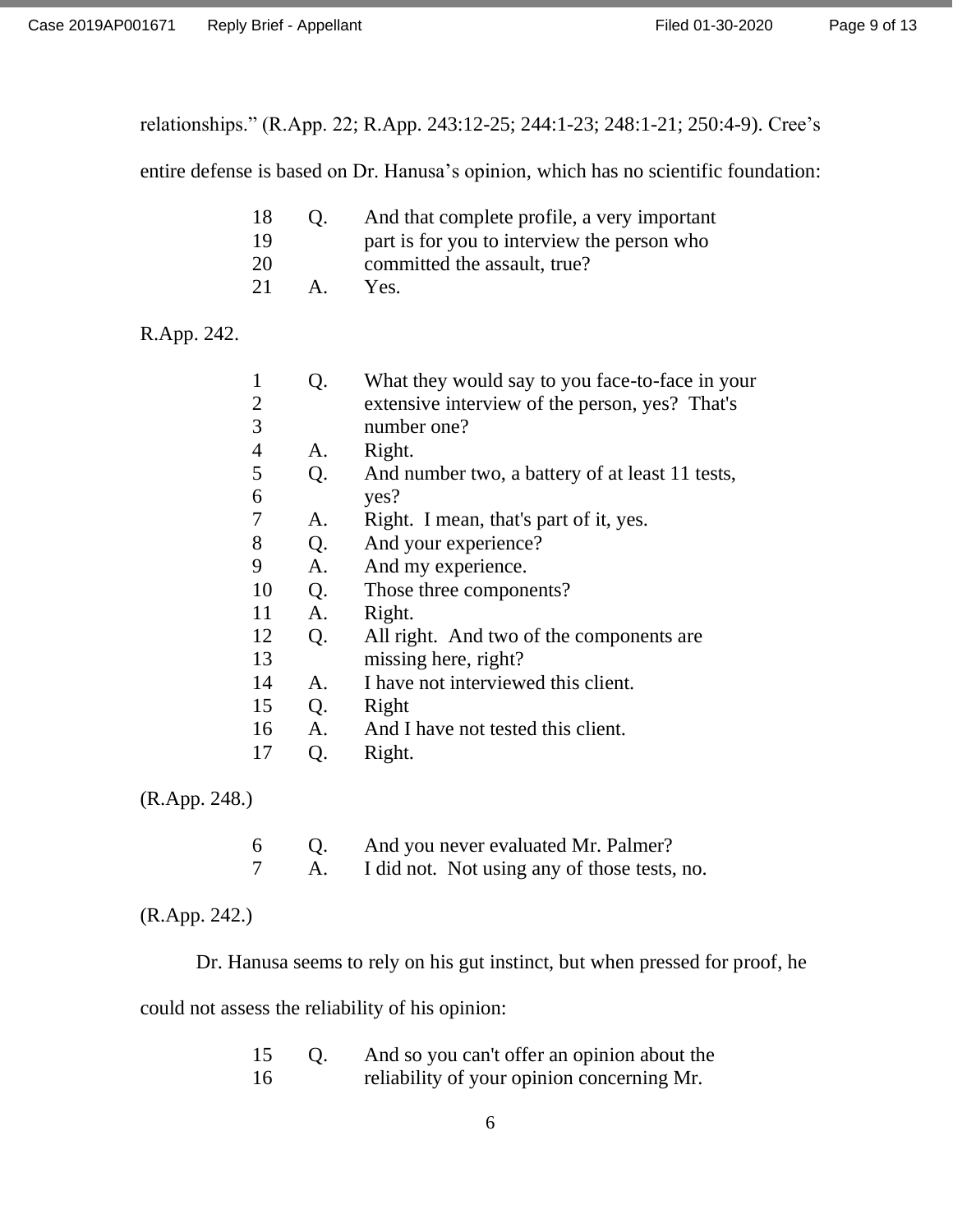relationships." (R.App. 22; R.App. 243:12-25; 244:1-23; 248:1-21; 250:4-9). Cree's entire defense is based on Dr. Hanusa's opinion, which has no scientific foundation:

```
18   Q.   And that complete profile, a very important
19        part is for you to interview the person who
20        committed the assault, true?
21   A.   Yes.
```

R.App. 242.

```
1    Q.   What they would say to you face-to-face in your
2         extensive interview of the person, yes?  That's
3         number one?
4    A.   Right.
5    Q.   And number two, a battery of at least 11 tests,
6         yes?
7    A.   Right.  I mean, that's part of it, yes.
8    Q.   And your experience?
9    A.   And my experience.
10   Q.   Those three components?
11   A.   Right.
12   Q.   All right.  And two of the components are
13        missing here, right?
14   A.   I have not interviewed this client.
15   Q.   Right
16   A.   And I have not tested this client.
17   Q.   Right.
```

(R.App. 248.)

```
6    Q.   And you never evaluated Mr. Palmer?
7    A.   I did not.  Not using any of those tests, no.
```

(R.App. 242.)

Dr. Hanusa seems to rely on his gut instinct, but when pressed for proof, he could not assess the reliability of his opinion:

```
15   Q.   And so you can't offer an opinion about the
16        reliability of your opinion concerning Mr.
```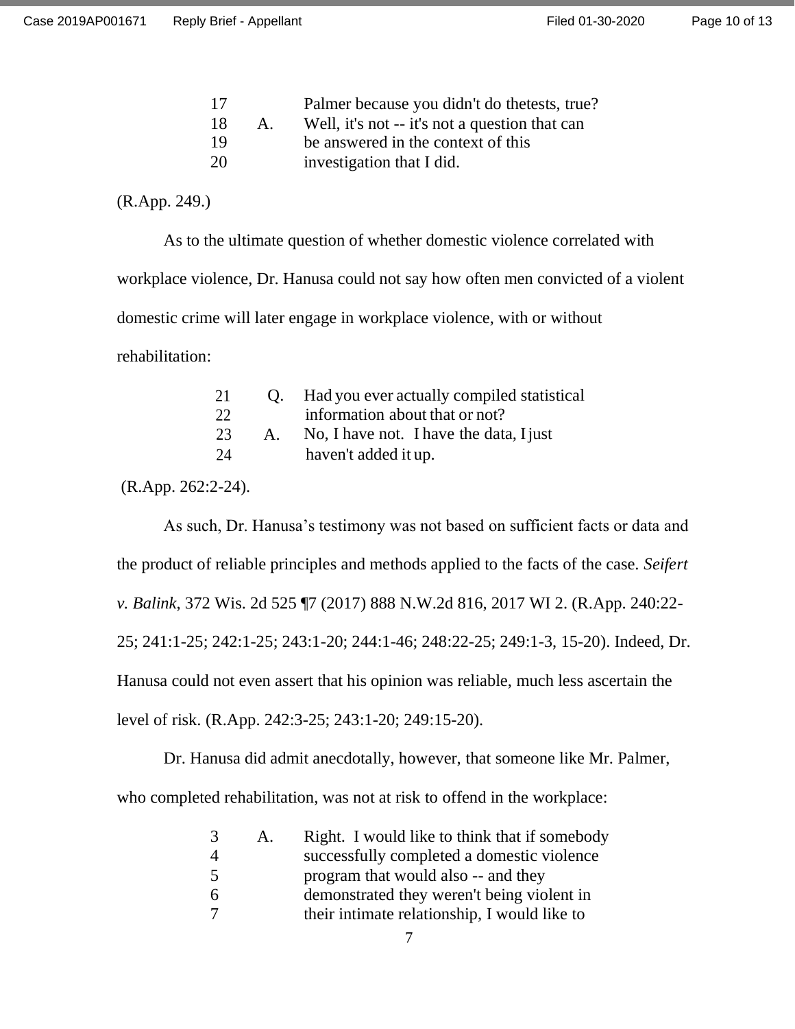```
17              Palmer because you didn't do thetests, true?
18       A.     Well, it's not -- it's not a question that can
19              be answered in the context of this
20              investigation that I did.
```

(R.App. 249.)

As to the ultimate question of whether domestic violence correlated with workplace violence, Dr. Hanusa could not say how often men convicted of a violent domestic crime will later engage in workplace violence, with or without rehabilitation:

```
21       Q.     Had you ever actually compiled statistical
22              information about that or not?
23       A.     No, I have not.  I have the data, I just
24              haven't added it up.
```

(R.App. 262:2-24).

As such, Dr. Hanusa's testimony was not based on sufficient facts or data and the product of reliable principles and methods applied to the facts of the case. *Seifert v. Balink*, 372 Wis. 2d 525 ¶7 (2017) 888 N.W.2d 816, 2017 WI 2. (R.App. 240:22-25; 241:1-25; 242:1-25; 243:1-20; 244:1-46; 248:22-25; 249:1-3, 15-20). Indeed, Dr. Hanusa could not even assert that his opinion was reliable, much less ascertain the level of risk. (R.App. 242:3-25; 243:1-20; 249:15-20).

Dr. Hanusa did admit anecdotally, however, that someone like Mr. Palmer, who completed rehabilitation, was not at risk to offend in the workplace:

```
3        A.     Right.  I would like to think that if somebody
4               successfully completed a domestic violence
5               program that would also -- and they
6               demonstrated they weren't being violent in
7               their intimate relationship, I would like to
```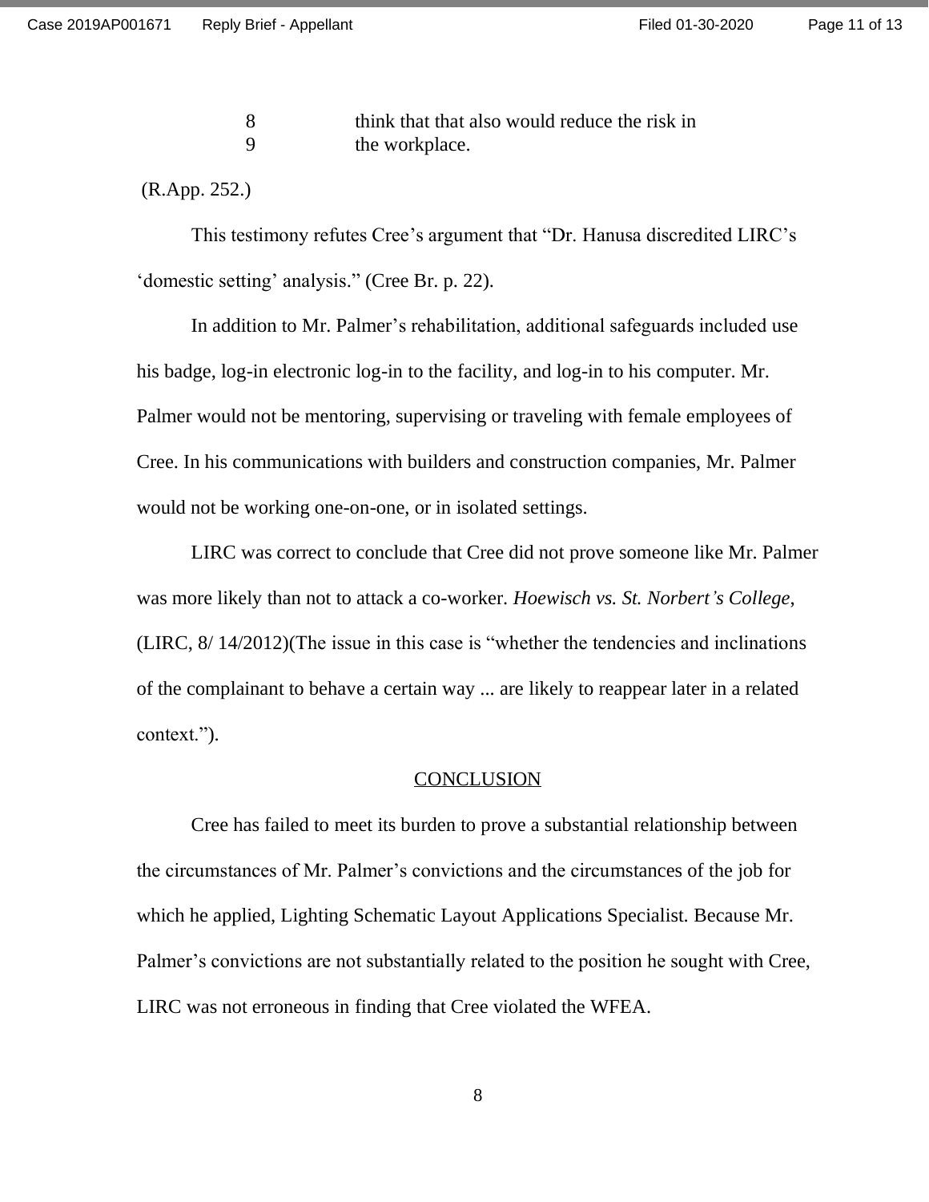8 think that that also would reduce the risk in
9 the workplace.

(R.App. 252.)

This testimony refutes Cree's argument that "Dr. Hanusa discredited LIRC's 'domestic setting' analysis." (Cree Br. p. 22).

In addition to Mr. Palmer's rehabilitation, additional safeguards included use his badge, log-in electronic log-in to the facility, and log-in to his computer. Mr. Palmer would not be mentoring, supervising or traveling with female employees of Cree. In his communications with builders and construction companies, Mr. Palmer would not be working one-on-one, or in isolated settings.

LIRC was correct to conclude that Cree did not prove someone like Mr. Palmer was more likely than not to attack a co-worker. *Hoewisch vs. St. Norbert's College*, (LIRC, 8/ 14/2012)(The issue in this case is "whether the tendencies and inclinations of the complainant to behave a certain way ... are likely to reappear later in a related context.").

## CONCLUSION

Cree has failed to meet its burden to prove a substantial relationship between the circumstances of Mr. Palmer's convictions and the circumstances of the job for which he applied, Lighting Schematic Layout Applications Specialist. Because Mr. Palmer's convictions are not substantially related to the position he sought with Cree, LIRC was not erroneous in finding that Cree violated the WFEA.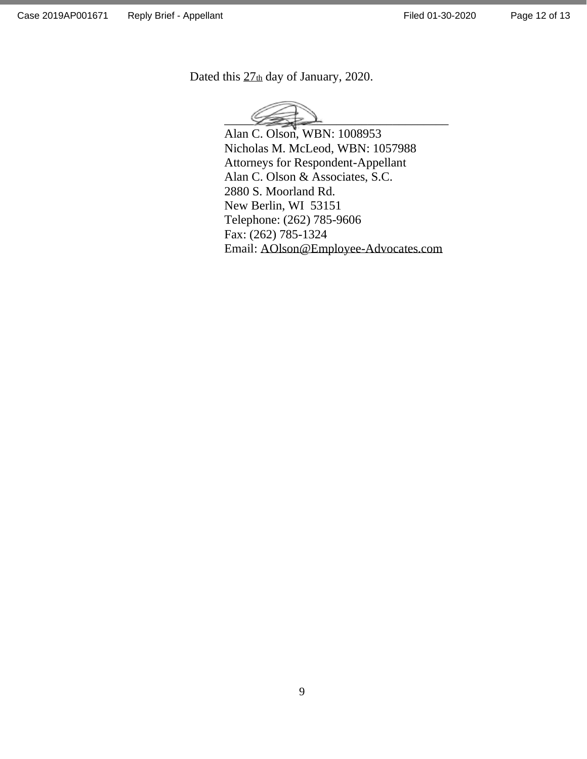Dated this 27th day of January, 2020.

\_\_\_\_\_\_\_\_\_\_\_\_\_\_\_\_\_\_\_\_\_\_\_\_\_\_\_\_\_\_\_\_\_\_\_\_\_\_\_\_

Alan C. Olson, WBN: 1008953  
Nicholas M. McLeod, WBN: 1057988  
Attorneys for Respondent-Appellant  
Alan C. Olson & Associates, S.C.  
2880 S. Moorland Rd.  
New Berlin, WI 53151  
Telephone: (262) 785-9606  
Fax: (262) 785-1324  
Email: AOlson@Employee-Advocates.com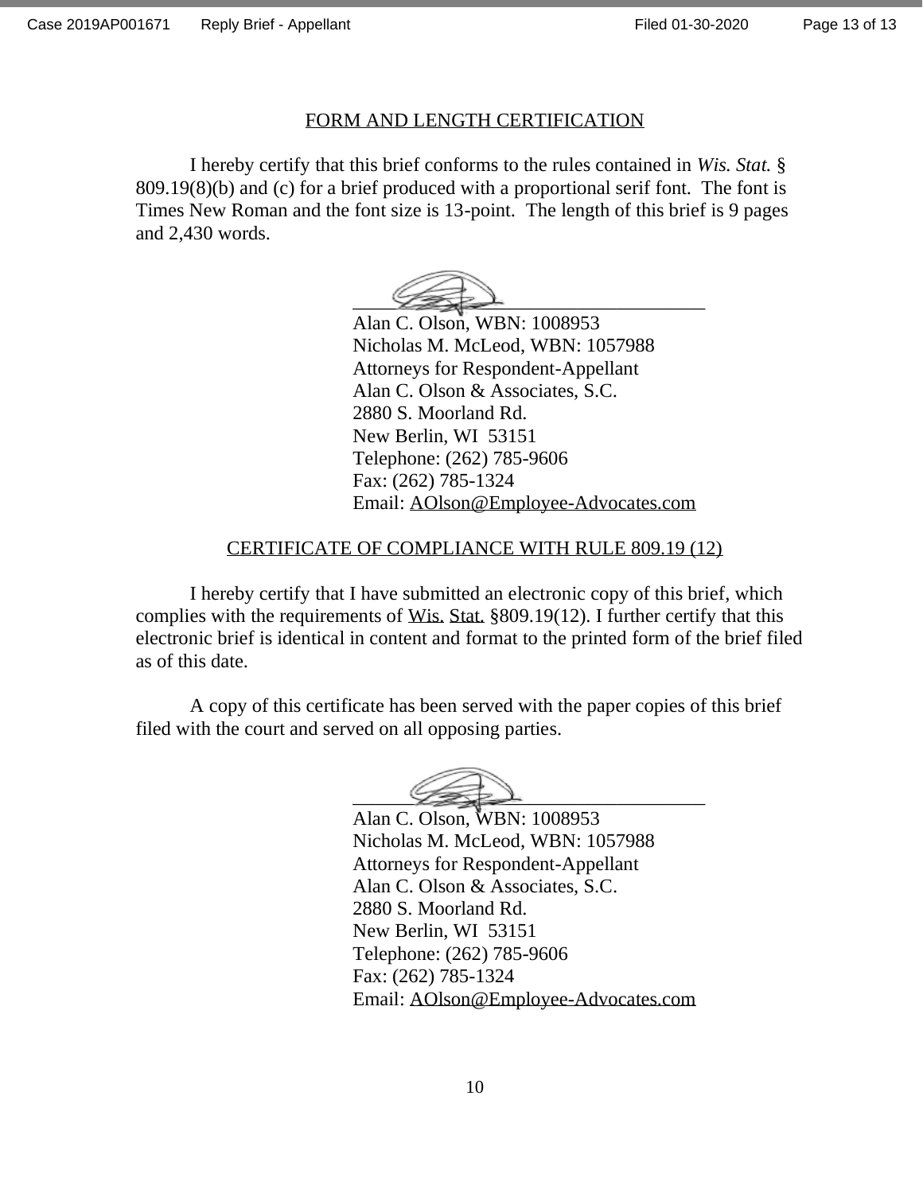## FORM AND LENGTH CERTIFICATION

I hereby certify that this brief conforms to the rules contained in *Wis. Stat.* § 809.19(8)(b) and (c) for a brief produced with a proportional serif font. The font is Times New Roman and the font size is 13-point. The length of this brief is 9 pages and 2,430 words.

\_\_\_\_\_\_\_\_\_\_\_\_\_\_\_\_\_\_\_\_\_\_\_\_\_\_\_\_\_\_\_\_\_\_\_\_\_\_\_\_
Alan C. Olson, WBN: 1008953
Nicholas M. McLeod, WBN: 1057988
Attorneys for Respondent-Appellant
Alan C. Olson & Associates, S.C.
2880 S. Moorland Rd.
New Berlin, WI 53151
Telephone: (262) 785-9606
Fax: (262) 785-1324
Email: AOlson@Employee-Advocates.com

## CERTIFICATE OF COMPLIANCE WITH RULE 809.19 (12)

I hereby certify that I have submitted an electronic copy of this brief, which complies with the requirements of Wis. Stat. §809.19(12). I further certify that this electronic brief is identical in content and format to the printed form of the brief filed as of this date.

A copy of this certificate has been served with the paper copies of this brief filed with the court and served on all opposing parties.

\_\_\_\_\_\_\_\_\_\_\_\_\_\_\_\_\_\_\_\_\_\_\_\_\_\_\_\_\_\_\_\_\_\_\_\_\_\_\_\_
Alan C. Olson, WBN: 1008953
Nicholas M. McLeod, WBN: 1057988
Attorneys for Respondent-Appellant
Alan C. Olson & Associates, S.C.
2880 S. Moorland Rd.
New Berlin, WI 53151
Telephone: (262) 785-9606
Fax: (262) 785-1324
Email: AOlson@Employee-Advocates.com